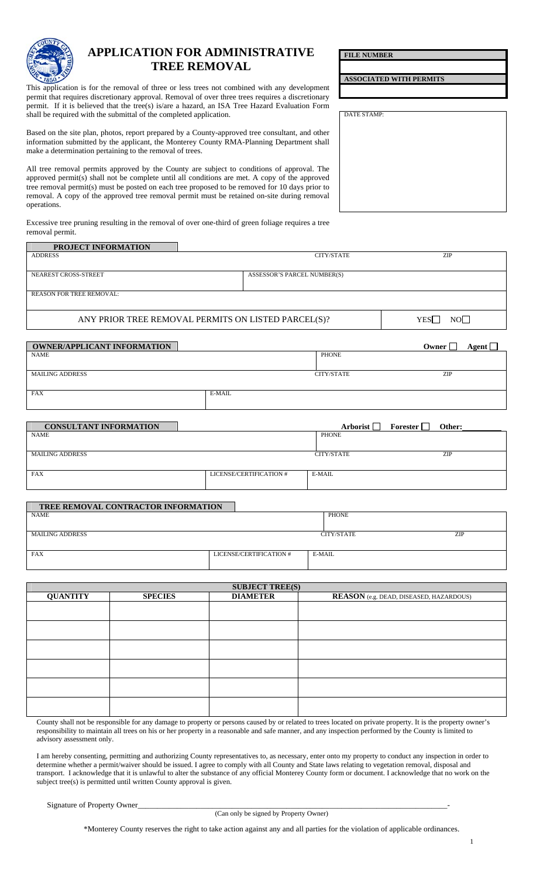# APPLICATION FOR ADMINISTRATIVE TREE REMOVAL

| FILE NUMBER |
| --- |
| |
| **ASSOCIATED WITH PERMITS** |
| |

DATE STAMP:

This application is for the removal of three or less trees not combined with any development permit that requires discretionary approval. Removal of over three trees requires a discretionary permit. If it is believed that the tree(s) is/are a hazard, an ISA Tree Hazard Evaluation Form shall be required with the submittal of the completed application.

Based on the site plan, photos, report prepared by a County-approved tree consultant, and other information submitted by the applicant, the Monterey County RMA-Planning Department shall make a determination pertaining to the removal of trees.

All tree removal permits approved by the County are subject to conditions of approval. The approved permit(s) shall not be complete until all conditions are met. A copy of the approved tree removal permit(s) must be posted on each tree proposed to be removed for 10 days prior to removal. A copy of the approved tree removal permit must be retained on-site during removal operations.

Excessive tree pruning resulting in the removal of over one-third of green foliage requires a tree removal permit.

## PROJECT INFORMATION

| ADDRESS | CITY/STATE | ZIP |
| --- | --- | --- |
| NEAREST CROSS-STREET | ASSESSOR'S PARCEL NUMBER(S) | |
| REASON FOR TREE REMOVAL: | | |
| ANY PRIOR TREE REMOVAL PERMITS ON LISTED PARCEL(S)? | | YES ☐ NO ☐ |

## OWNER/APPLICANT INFORMATION

**Owner** ☐ **Agent** ☐

| NAME | | PHONE | |
| --- | --- | --- | --- |
| MAILING ADDRESS | | CITY/STATE | ZIP |
| FAX | E-MAIL | | |

## CONSULTANT INFORMATION

**Arborist** ☐ **Forester** ☐ **Other:**\_\_\_\_\_\_\_\_\_

| NAME | | PHONE | |
| --- | --- | --- | --- |
| MAILING ADDRESS | | CITY/STATE | ZIP |
| FAX | LICENSE/CERTIFICATION # | E-MAIL | |

## TREE REMOVAL CONTRACTOR INFORMATION

| NAME | | PHONE | |
| --- | --- | --- | --- |
| MAILING ADDRESS | | CITY/STATE | ZIP |
| FAX | LICENSE/CERTIFICATION # | E-MAIL | |

## SUBJECT TREE(S)

| QUANTITY | SPECIES | DIAMETER | REASON (e.g. DEAD, DISEASED, HAZARDOUS) |
| --- | --- | --- | --- |
| | | | |
| | | | |
| | | | |
| | | | |
| | | | |
| | | | |

County shall not be responsible for any damage to property or persons caused by or related to trees located on private property. It is the property owner's responsibility to maintain all trees on his or her property in a reasonable and safe manner, and any inspection performed by the County is limited to advisory assessment only.

I am hereby consenting, permitting and authorizing County representatives to, as necessary, enter onto my property to conduct any inspection in order to determine whether a permit/waiver should be issued. I agree to comply with all County and State laws relating to vegetation removal, disposal and transport. I acknowledge that it is unlawful to alter the substance of any official Monterey County form or document. I acknowledge that no work on the subject tree(s) is permitted until written County approval is given.

Signature of Property Owner\_\_\_\_\_\_\_\_\_\_\_\_\_\_\_\_\_\_\_\_\_\_\_\_\_\_\_\_\_\_\_\_\_\_\_\_\_\_\_\_\_\_\_\_\_\_\_\_\_\_\_\_\_\_\_\_-

(Can only be signed by Property Owner)

*Monterey County reserves the right to take action against any and all parties for the violation of applicable ordinances.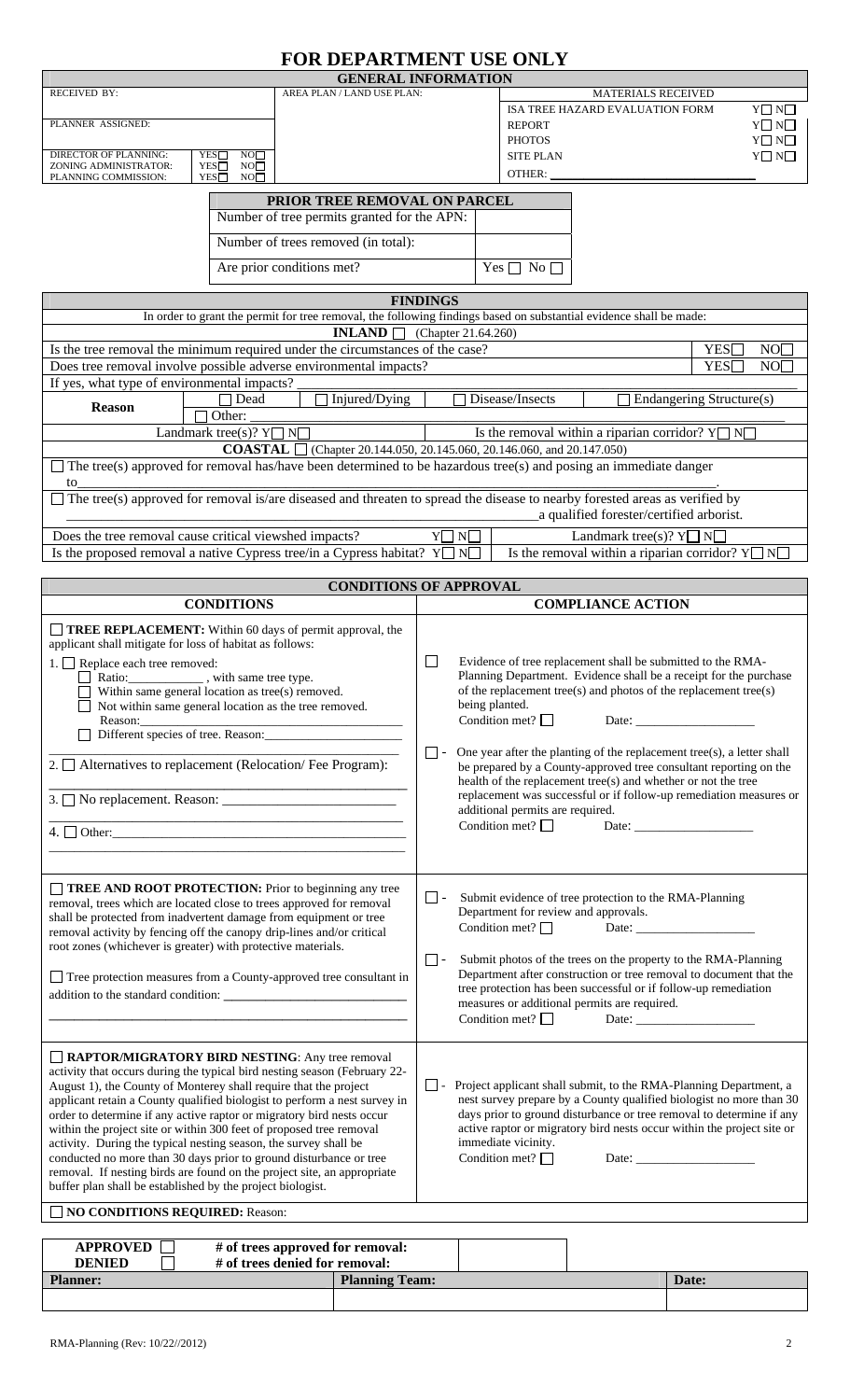# FOR DEPARTMENT USE ONLY

## GENERAL INFORMATION

| | | |
|---|---|---|
| RECEIVED BY: | AREA PLAN / LAND USE PLAN: | MATERIALS RECEIVED |
| PLANNER ASSIGNED: | | ISA TREE HAZARD EVALUATION FORM Y☐ N☐ |
| | | REPORT Y☐ N☐ |
| | | PHOTOS Y☐ N☐ |
| DIRECTOR OF PLANNING: YES☐ NO☐ | | SITE PLAN Y☐ N☐ |
| ZONING ADMINISTRATOR: YES☐ NO☐ | | OTHER: ____________________ |
| PLANNING COMMISSION: YES☐ NO☐ | | |

## PRIOR TREE REMOVAL ON PARCEL

| | |
|---|---|
| Number of tree permits granted for the APN: | |
| Number of trees removed (in total): | |
| Are prior conditions met? | Yes ☐ No ☐ |

## FINDINGS

In order to grant the permit for tree removal, the following findings based on substantial evidence shall be made:

**INLAND** ☐ (Chapter 21.64.260)

Is the tree removal the minimum required under the circumstances of the case? YES☐ NO☐

Does tree removal involve possible adverse environmental impacts? YES☐ NO☐

If yes, what type of environmental impacts? ____________________

**Reason** ☐ Dead ☐ Injured/Dying ☐ Disease/Insects ☐ Endangering Structure(s) ☐ Other: ____________________

Landmark tree(s)? Y☐ N☐ Is the removal within a riparian corridor? Y☐ N☐

**COASTAL** ☐ (Chapter 20.144.050, 20.145.060, 20.146.060, and 20.147.050)

☐ The tree(s) approved for removal has/have been determined to be hazardous tree(s) and posing an immediate danger to____________________.

☐ The tree(s) approved for removal is/are diseased and threaten to spread the disease to nearby forested areas as verified by ____________________a qualified forester/certified arborist.

Does the tree removal cause critical viewshed impacts? Y☐ N☐ Landmark tree(s)? Y☐ N☐

Is the proposed removal a native Cypress tree/in a Cypress habitat? Y☐ N☐ Is the removal within a riparian corridor? Y☐ N☐

## CONDITIONS OF APPROVAL

| CONDITIONS | COMPLIANCE ACTION |
|---|---|
| ☐ **TREE REPLACEMENT:** Within 60 days of permit approval, the applicant shall mitigate for loss of habitat as follows:<br>1. ☐ Replace each tree removed:<br>☐ Ratio:__________, with same tree type.<br>☐ Within same general location as tree(s) removed.<br>☐ Not within same general location as the tree removed. Reason:____________________<br>☐ Different species of tree. Reason:____________________<br>2. ☐ Alternatives to replacement (Relocation/ Fee Program): ____________________<br>3. ☐ No replacement. Reason: ____________________<br>4. ☐ Other:____________________ | ☐ Evidence of tree replacement shall be submitted to the RMA-Planning Department. Evidence shall be a receipt for the purchase of the replacement tree(s) and photos of the replacement tree(s) being planted.<br>Condition met? ☐ Date: __________<br>☐ - One year after the planting of the replacement tree(s), a letter shall be prepared by a County-approved tree consultant reporting on the health of the replacement tree(s) and whether or not the tree replacement was successful or if follow-up remediation measures or additional permits are required.<br>Condition met? ☐ Date: __________ |
| ☐ **TREE AND ROOT PROTECTION:** Prior to beginning any tree removal, trees which are located close to trees approved for removal shall be protected from inadvertent damage from equipment or tree removal activity by fencing off the canopy drip-lines and/or critical root zones (whichever is greater) with protective materials.<br>☐ Tree protection measures from a County-approved tree consultant in addition to the standard condition: ____________________ | ☐ - Submit evidence of tree protection to the RMA-Planning Department for review and approvals.<br>Condition met? ☐ Date: __________<br>☐ - Submit photos of the trees on the property to the RMA-Planning Department after construction or tree removal to document that the tree protection has been successful or if follow-up remediation measures or additional permits are required.<br>Condition met? ☐ Date: __________ |
| ☐ **RAPTOR/MIGRATORY BIRD NESTING**: Any tree removal activity that occurs during the typical bird nesting season (February 22-August 1), the County of Monterey shall require that the project applicant retain a County qualified biologist to perform a nest survey in order to determine if any active raptor or migratory bird nests occur within the project site or within 300 feet of proposed tree removal activity. During the typical nesting season, the survey shall be conducted no more than 30 days prior to ground disturbance or tree removal. If nesting birds are found on the project site, an appropriate buffer plan shall be established by the project biologist. | ☐ - Project applicant shall submit, to the RMA-Planning Department, a nest survey prepare by a County qualified biologist no more than 30 days prior to ground disturbance or tree removal to determine if any active raptor or migratory bird nests occur within the project site or immediate vicinity.<br>Condition met? ☐ Date: __________ |
| ☐ **NO CONDITIONS REQUIRED:** Reason: | |

| | | | |
|---|---|---|---|
| **APPROVED** ☐ | **# of trees approved for removal:** | | |
| **DENIED** ☐ | **# of trees denied for removal:** | | |
| **Planner:** | **Planning Team:** | | **Date:** |
| | | | |

RMA-Planning (Rev: 10/22//2012)